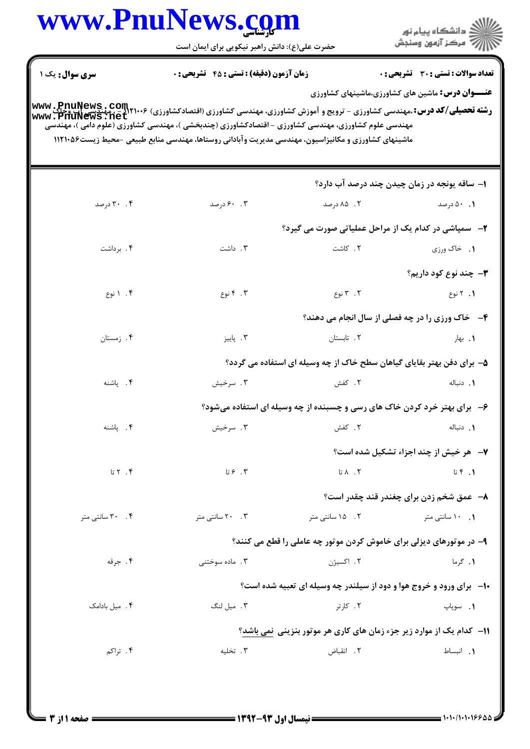**سری سوال:** یک ۱

**زمان آزمون (دقیقه) : تستی : ۴۵  تشریحی : ۰**

**تعداد سوالات : تستی : ۳۰  تشریحی : ۰**

**عنـــوان درس:** ماشین های کشاورزی،ماشینهای کشاورزی

**رشته تحصیلی/کد درس:** مهندسی کشاورزی - ترویج و آموزش کشاورزی، مهندسی کشاورزی (اقتصادکشاورزی) ۱۲۱۰۰۶، مهندسی آب وخاک، مهندسی علوم کشاورزی، مهندسی کشاورزی - اقتصادکشاورزی (چندبخشی )، مهندسی کشاورزی (علوم دامی )، مهندسی ماشینهای کشاورزی و مکانیزاسیون، مهندسی مدیریت وآبادانی روستاها، مهندسی منابع طبیعی -محیط زیست۱۱۲۱۰۵۶

۱- ساقه یونجه در زمان چیدن چند درصد آب دارد؟

۱. ۵۰ درصد
۲. ۸۵ درصد
۳. ۶۰ درصد
۴. ۳۰ درصد

۲- سمپاشی در کدام یک از مراحل عملیاتی صورت می گیرد؟

۱. خاک ورزی
۲. کاشت
۳. داشت
۴. برداشت

۳- چند نوع کود داریم؟

۱. ۲ نوع
۲. ۳ نوع
۳. ۴ نوع
۴. ۱ نوع

۴- خاک ورزی را در چه فصلی از سال انجام می دهند؟

۱. بهار
۲. تابستان
۳. پاییز
۴. زمستان

۵- برای دفن بهتر بقایای گیاهان سطح خاک از چه وسیله ای استفاده می گردد؟

۱. دنباله
۲. کفش
۳. سرخیش
۴. پاشنه

۶- برای بهتر خرد کردن خاک های رسی و چسبنده از چه وسیله ای استفاده می‌شود؟

۱. دنباله
۲. کفش
۳. سرخیش
۴. پاشنه

۷- هر خیش از چند اجزاء تشکیل شده است؟

۱. ۴ تا
۲. ۸ تا
۳. ۶ تا
۴. ۲ تا

۸- عمق شخم زدن برای چغندر قند چقدر است؟

۱. ۱۰ سانتی متر
۲. ۱۵ سانتی متر
۳. ۲۰ سانتی متر
۴. ۳۰ سانتی متر

۹- در موتورهای دیزلی برای خاموش کردن موتور چه عاملی را قطع می کنند؟

۱. گرما
۲. اکسیژن
۳. ماده سوختنی
۴. جرقه

۱۰- برای ورود و خروج هوا و دود از سیلندر چه وسیله ای تعبیه شده است؟

۱. سوپاپ
۲. کارتر
۳. میل لنگ
۴. میل بادامک

۱۱- کدام یک از موارد زیر جزء زمان های کاری هر موتور بنزینی نمی باشد؟

۱. انبساط
۲. انقباض
۳. تخلیه
۴. تراکم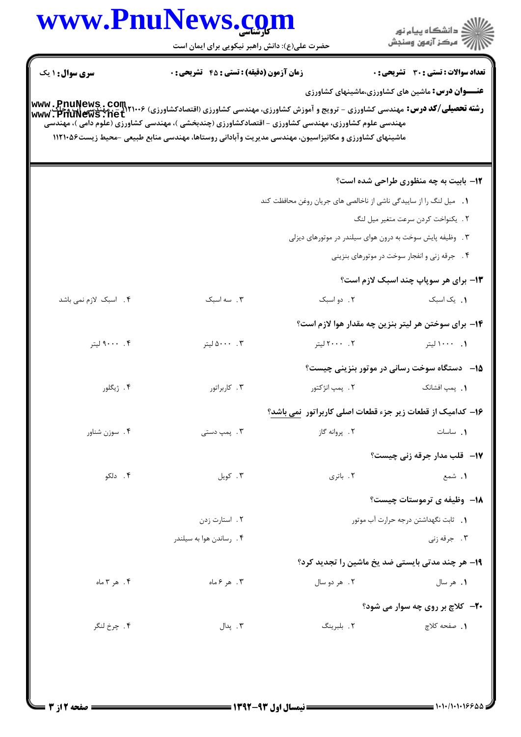**تعداد سوالات : تستی : ۳۰ تشریحی : ۰** | **زمان آزمون (دقیقه) : تستی : ۴۵ تشریحی : ۰** | **سری سوال : ۱ یک**

**عنـــوان درس:** ماشین های کشاورزی،ماشینهای کشاورزی

**رشته تحصیلی/کد درس:** مهندسی کشاورزی - ترویج و آموزش کشاورزی، مهندسی کشاورزی (اقتصادکشاورزی) ۱۱۲۱۰۰۶ - ، مهندسی آب وخاک، مهندسی علوم کشاورزی، مهندسی کشاورزی - اقتصادکشاورزی (چندبخشی )، مهندسی کشاورزی (علوم دامی )، مهندسی ماشینهای کشاورزی و مکانیزاسیون، مهندسی مدیریت و آبادانی روستاها، مهندسی منابع طبیعی -محیط زیست۱۱۲۱۰۵۶

**۱۲- بابیت به چه منظوری طراحی شده است؟**

۱. میل لنگ را از ساییدگی ناشی از ناخالصی های جریان روغن محافظت کند

۲. یکنواخت کردن سرعت متغیر میل لنگ

۳. وظیفه پاشش سوخت به درون هوای سیلندر در موتورهای دیزلی

۴. جرقه زنی و انفجار سوخت در موتورهای بنزینی

**۱۳- برای هر سوپاپ چند اسبک لازم است؟**

۱. یک اسبک ۲. دو اسبک ۳. سه اسبک ۴. اسبک لازم نمی باشد

**۱۴- برای سوختن هر لیتر بنزین چه مقدار هوا لازم است؟**

۱. ۱۰۰۰ لیتر ۲. ۲۰۰۰ لیتر ۳. ۵۰۰۰ لیتر ۴. ۹۰۰۰ لیتر

**۱۵- دستگاه سوخت رسانی در موتور بنزینی چیست؟**

۱. پمپ افشانک ۲. پمپ انژکتور ۳. کاربراتور ۴. ژیگلور

**۱۶- کدامیک از قطعات زیر جزء قطعات اصلی کاربراتور نمی باشد؟**

۱. ساسات ۲. پروانه گاز ۳. پمپ دستی ۴. سوزن شناور

**۱۷- قلب مدار جرقه زنی چیست؟**

۱. شمع ۲. باتری ۳. کویل ۴. دلکو

**۱۸- وظیفه ی ترموستات چیست؟**

۱. ثابت نگهداشتن درجه حرارت آب موتور

۲. استارت زدن

۳. جرقه زنی

۴. رساندن هوا به سیلندر

**۱۹- هر چند مدتی بایستی ضد یخ ماشین را تجدید کرد؟**

۱. هر سال ۲. هر دو سال ۳. هر ۶ ماه ۴. هر ۳ ماه

**۲۰- کلاچ بر روی چه سوار می شود؟**

۱. صفحه کلاچ ۲. بلبرینگ ۳. پدال ۴. چرخ لنگر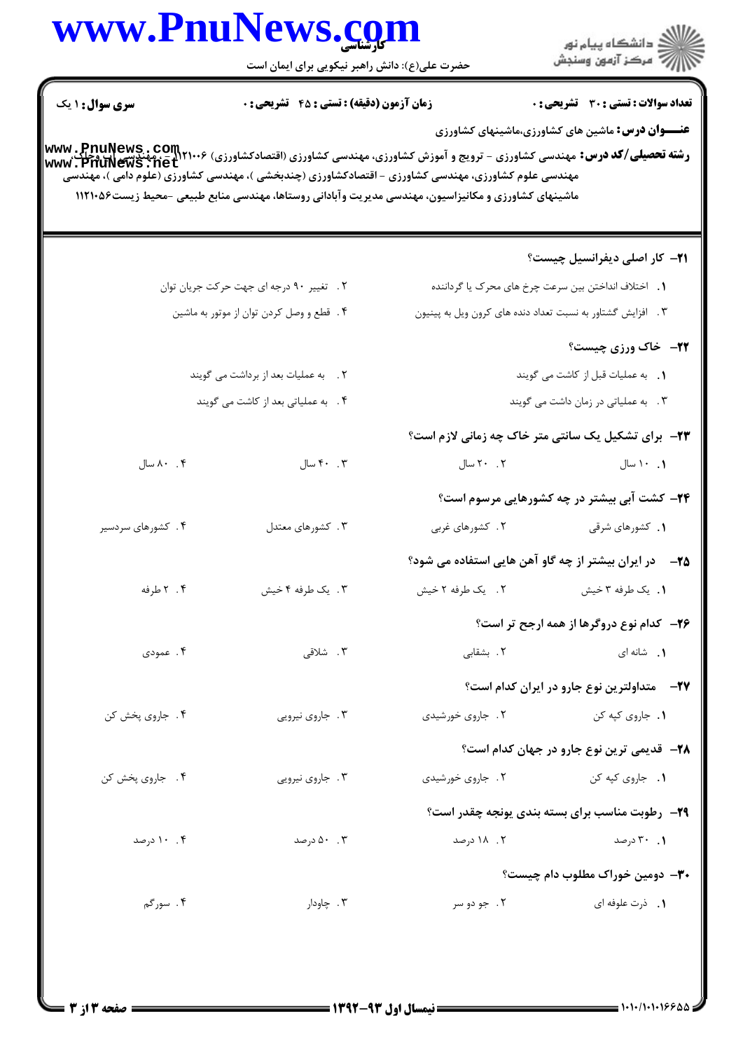**سری سوال:** ۱ یک

**زمان آزمون (دقیقه) : تستی : ۴۵ تشریحی : ۰**

**تعداد سوالات : تستی : ۳۰ تشریحی : ۰**

**عنـــوان درس:** ماشین های کشاورزی،ماشینهای کشاورزی

**رشته تحصیلی/کد درس:** مهندسی کشاورزی - ترویج و آموزش کشاورزی، مهندسی کشاورزی (اقتصادکشاورزی) ۱۱۲۱۰۰۶ - مهندسی آب و خاک، مهندسی علوم کشاورزی، مهندسی کشاورزی - اقتصادکشاورزی (چندبخشی )، مهندسی کشاورزی (علوم دامی )، مهندسی ماشینهای کشاورزی و مکانیزاسیون، مهندسی مدیریت وآبادانی روستاها، مهندسی منابع طبیعی -محیط زیست۱۱۲۱۰۵۶

**۲۱- کار اصلی دیفرانسیل چیست؟**

۱. اختلاف انداختن بین سرعت چرخ های محرک یا گرداننده

۲. تغییر ۹۰ درجه ای جهت حرکت جریان توان

۳. افزایش گشتاور به نسبت تعداد دنده های کرون ویل به پینیون

۴. قطع و وصل کردن توان از موتور به ماشین

**۲۲- خاک ورزی چیست؟**

۱. به عملیات قبل از کاشت می گویند

۲. به عملیات بعد از برداشت می گویند

۳. به عملیاتی در زمان داشت می گویند

۴. به عملیاتی بعد از کاشت می گویند

**۲۳- برای تشکیل یک سانتی متر خاک چه زمانی لازم است؟**

۱. ۱۰ سال

۲. ۲۰ سال

۳. ۴۰ سال

۴. ۸۰ سال

**۲۴- کشت آبی بیشتر در چه کشورهایی مرسوم است؟**

۱. کشورهای شرقی

۲. کشورهای غربی

۳. کشورهای معتدل

۴. کشورهای سردسیر

**۲۵- در ایران بیشتر از چه گاو آهن هایی استفاده می شود؟**

۱. یک طرفه ۳ خیش

۲. یک طرفه ۲ خیش

۳. یک طرفه ۴ خیش

۴. ۲ طرفه

**۲۶- کدام نوع دروگرها از همه ارجح تر است؟**

۱. شانه ای

۲. بشقابی

۳. شلاقی

۴. عمودی

**۲۷- متداولترین نوع جارو در ایران کدام است؟**

۱. جاروی کپه کن

۲. جاروی خورشیدی

۳. جاروی نیرویی

۴. جاروی پخش کن

**۲۸- قدیمی ترین نوع جارو در جهان کدام است؟**

۱. جاروی کپه کن

۲. جاروی خورشیدی

۳. جاروی نیرویی

۴. جاروی پخش کن

**۲۹- رطوبت مناسب برای بسته بندی یونجه چقدر است؟**

۱. ۳۰ درصد

۲. ۱۸ درصد

۳. ۵۰ درصد

۴. ۱۰ درصد

**۳۰- دومین خوراک مطلوب دام چیست؟**

۱. ذرت علوفه ای

۲. جو دو سر

۳. چاودار

۴. سورگم